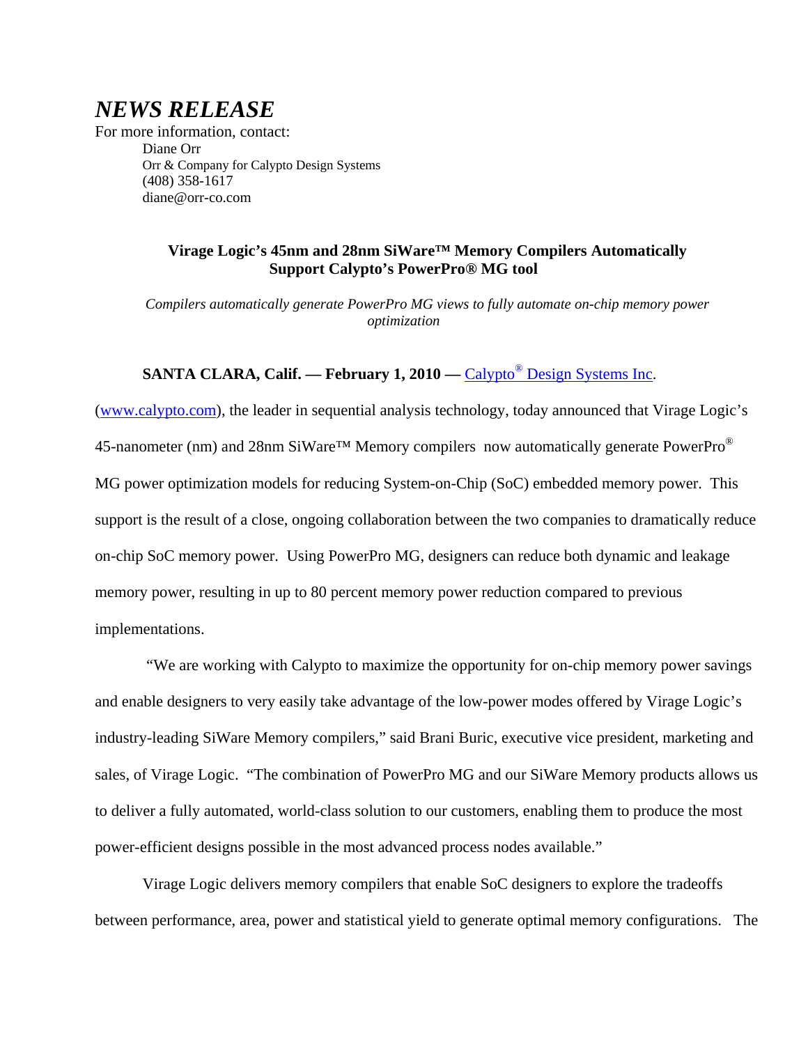# *NEWS RELEASE*

For more information, contact:

Diane Orr
Orr & Company for Calypto Design Systems
(408) 358-1617
diane@orr-co.com

**Virage Logic's 45nm and 28nm SiWare™ Memory Compilers Automatically Support Calypto's PowerPro® MG tool**

*Compilers automatically generate PowerPro MG views to fully automate on-chip memory power optimization*

**SANTA CLARA, Calif. — February 1, 2010 —** Calypto® Design Systems Inc. (www.calypto.com), the leader in sequential analysis technology, today announced that Virage Logic's 45-nanometer (nm) and 28nm SiWare™ Memory compilers now automatically generate PowerPro® MG power optimization models for reducing System-on-Chip (SoC) embedded memory power. This support is the result of a close, ongoing collaboration between the two companies to dramatically reduce on-chip SoC memory power. Using PowerPro MG, designers can reduce both dynamic and leakage memory power, resulting in up to 80 percent memory power reduction compared to previous implementations.

"We are working with Calypto to maximize the opportunity for on-chip memory power savings and enable designers to very easily take advantage of the low-power modes offered by Virage Logic's industry-leading SiWare Memory compilers," said Brani Buric, executive vice president, marketing and sales, of Virage Logic. "The combination of PowerPro MG and our SiWare Memory products allows us to deliver a fully automated, world-class solution to our customers, enabling them to produce the most power-efficient designs possible in the most advanced process nodes available."

Virage Logic delivers memory compilers that enable SoC designers to explore the tradeoffs between performance, area, power and statistical yield to generate optimal memory configurations. The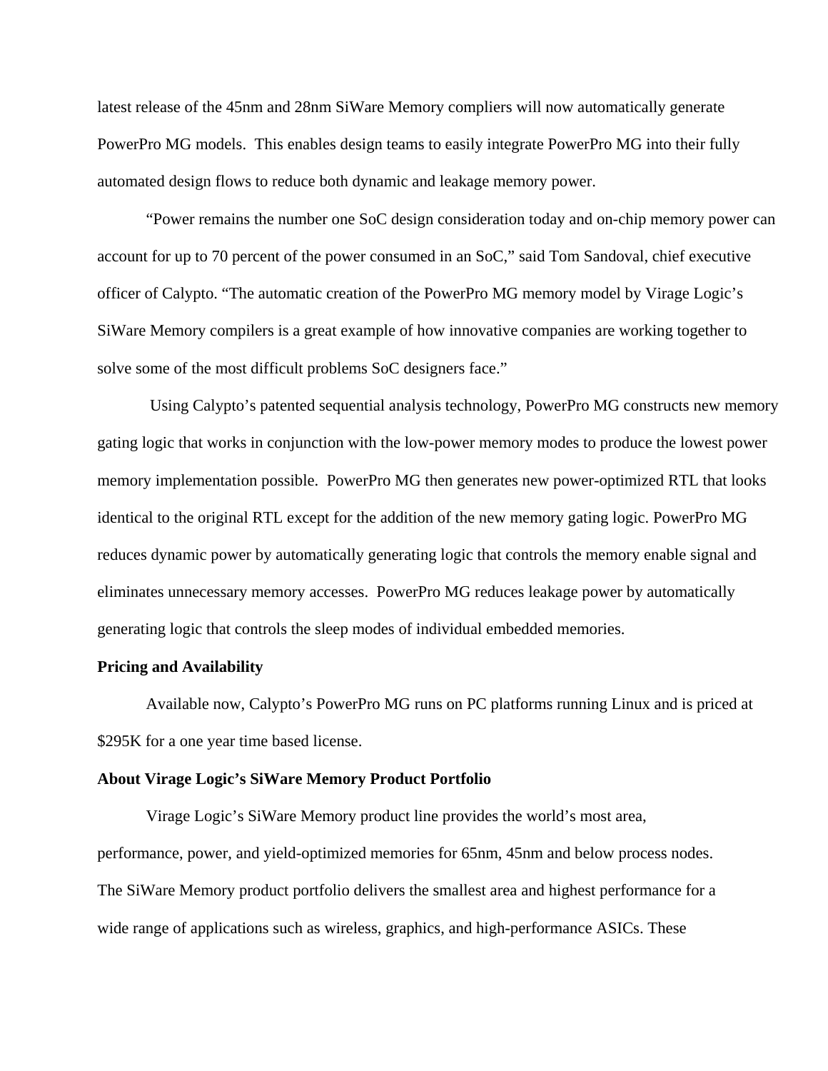latest release of the 45nm and 28nm SiWare Memory compliers will now automatically generate PowerPro MG models. This enables design teams to easily integrate PowerPro MG into their fully automated design flows to reduce both dynamic and leakage memory power.

"Power remains the number one SoC design consideration today and on-chip memory power can account for up to 70 percent of the power consumed in an SoC," said Tom Sandoval, chief executive officer of Calypto. "The automatic creation of the PowerPro MG memory model by Virage Logic's SiWare Memory compilers is a great example of how innovative companies are working together to solve some of the most difficult problems SoC designers face."

Using Calypto's patented sequential analysis technology, PowerPro MG constructs new memory gating logic that works in conjunction with the low-power memory modes to produce the lowest power memory implementation possible. PowerPro MG then generates new power-optimized RTL that looks identical to the original RTL except for the addition of the new memory gating logic. PowerPro MG reduces dynamic power by automatically generating logic that controls the memory enable signal and eliminates unnecessary memory accesses. PowerPro MG reduces leakage power by automatically generating logic that controls the sleep modes of individual embedded memories.

**Pricing and Availability**

Available now, Calypto's PowerPro MG runs on PC platforms running Linux and is priced at $295K for a one year time based license.

**About Virage Logic's SiWare Memory Product Portfolio**

Virage Logic's SiWare Memory product line provides the world's most area, performance, power, and yield-optimized memories for 65nm, 45nm and below process nodes. The SiWare Memory product portfolio delivers the smallest area and highest performance for a wide range of applications such as wireless, graphics, and high-performance ASICs. These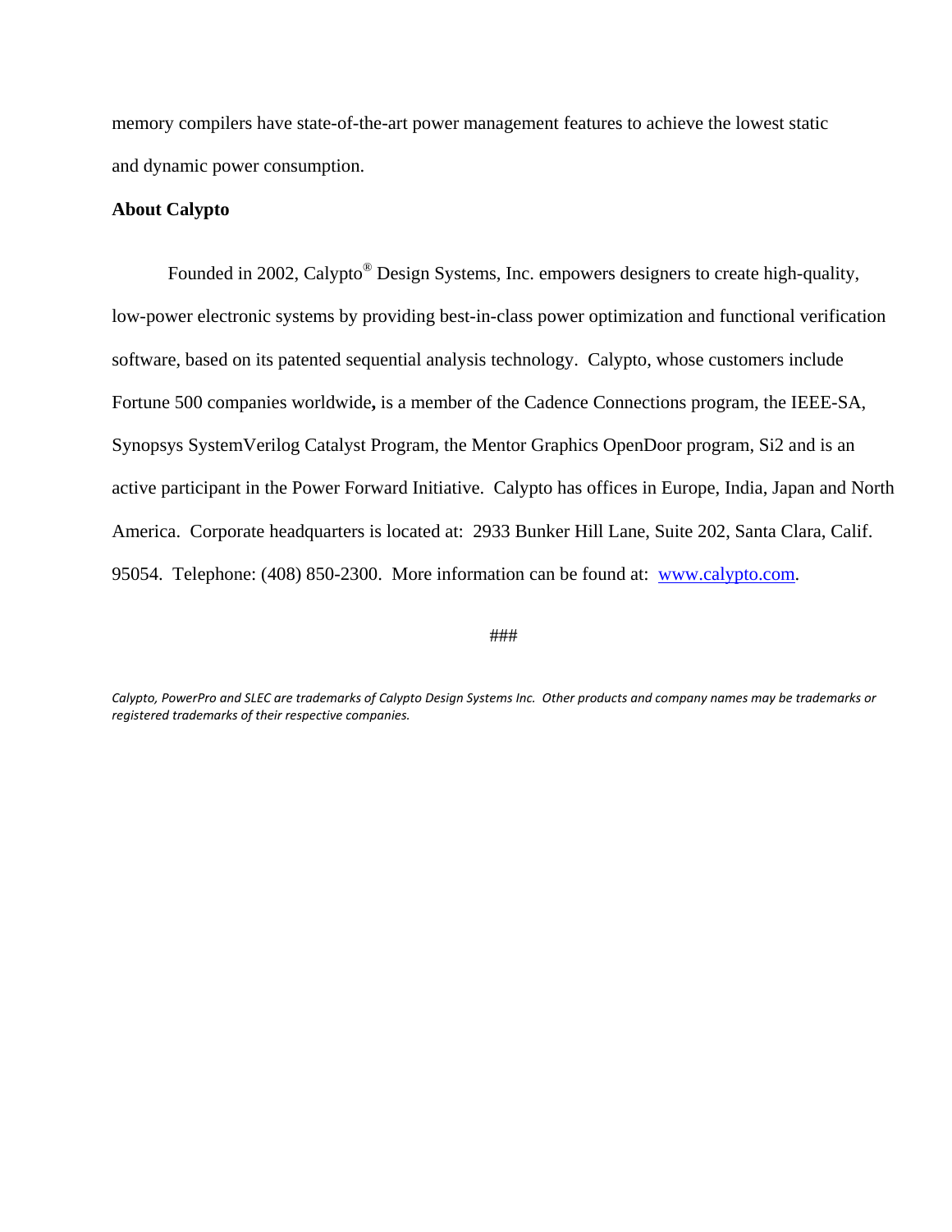memory compilers have state-of-the-art power management features to achieve the lowest static and dynamic power consumption.

**About Calypto**

Founded in 2002, Calypto® Design Systems, Inc. empowers designers to create high-quality, low-power electronic systems by providing best-in-class power optimization and functional verification software, based on its patented sequential analysis technology. Calypto, whose customers include Fortune 500 companies worldwide**,** is a member of the Cadence Connections program, the IEEE-SA, Synopsys SystemVerilog Catalyst Program, the Mentor Graphics OpenDoor program, Si2 and is an active participant in the Power Forward Initiative. Calypto has offices in Europe, India, Japan and North America. Corporate headquarters is located at: 2933 Bunker Hill Lane, Suite 202, Santa Clara, Calif. 95054. Telephone: (408) 850-2300. More information can be found at: www.calypto.com.

###

*Calypto, PowerPro and SLEC are trademarks of Calypto Design Systems Inc. Other products and company names may be trademarks or registered trademarks of their respective companies.*